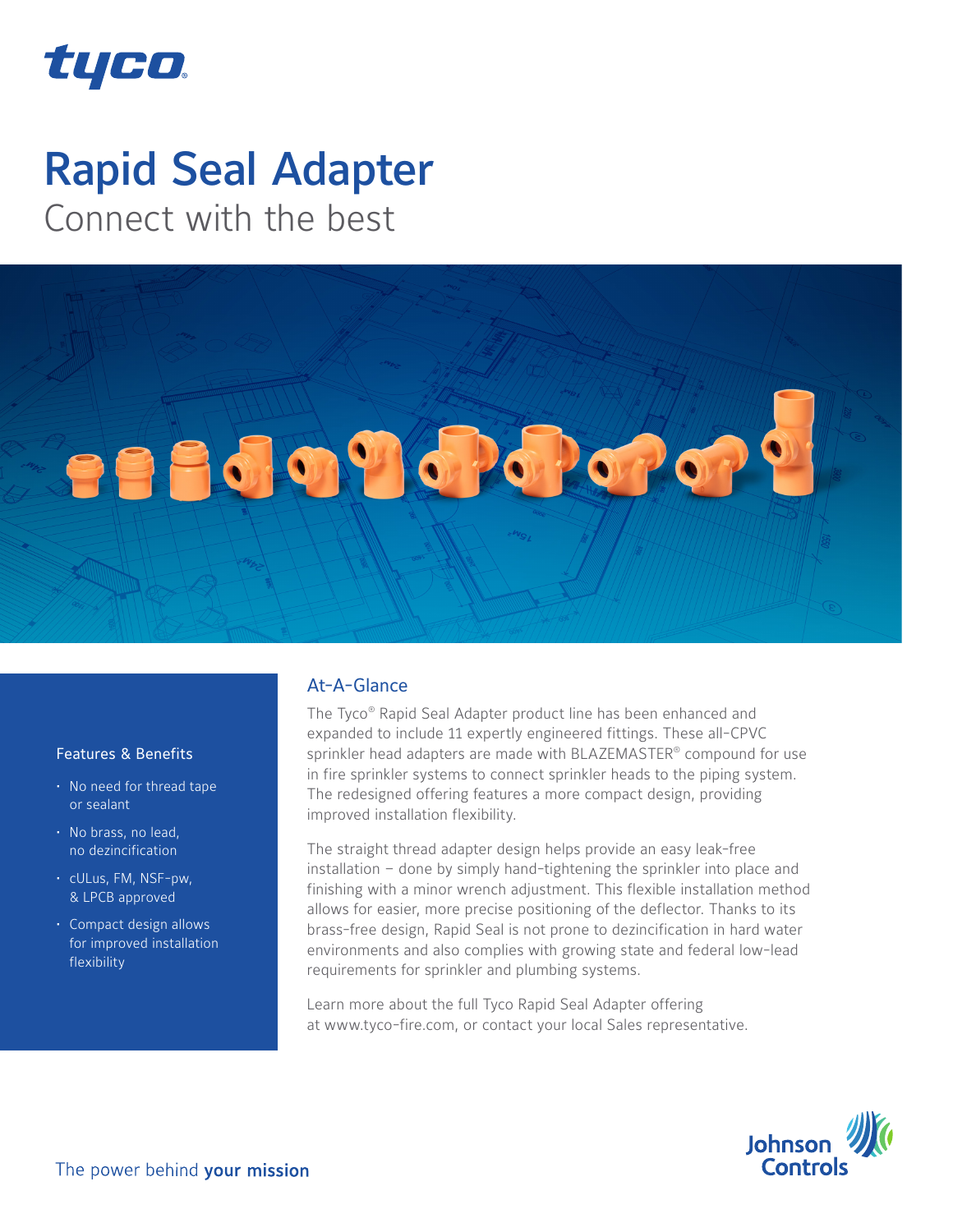tyco

# Rapid Seal Adapter

Connect with the best

### Features & Benefits

- No need for thread tape or sealant
- No brass, no lead, no dezincification
- cULus, FM, NSF-pw, & LPCB approved
- Compact design allows for improved installation flexibility

## At-A-Glance

The Tyco® Rapid Seal Adapter product line has been enhanced and expanded to include 11 expertly engineered fittings. These all-CPVC sprinkler head adapters are made with BLAZEMASTER® compound for use in fire sprinkler systems to connect sprinkler heads to the piping system. The redesigned offering features a more compact design, providing improved installation flexibility.

The straight thread adapter design helps provide an easy leak-free installation – done by simply hand-tightening the sprinkler into place and finishing with a minor wrench adjustment. This flexible installation method allows for easier, more precise positioning of the deflector. Thanks to its brass-free design, Rapid Seal is not prone to dezincification in hard water environments and also complies with growing state and federal low-lead requirements for sprinkler and plumbing systems.

Learn more about the full Tyco Rapid Seal Adapter offering at www.tyco-fire.com, or contact your local Sales representative.

The power behind **your mission**

Johnson Controls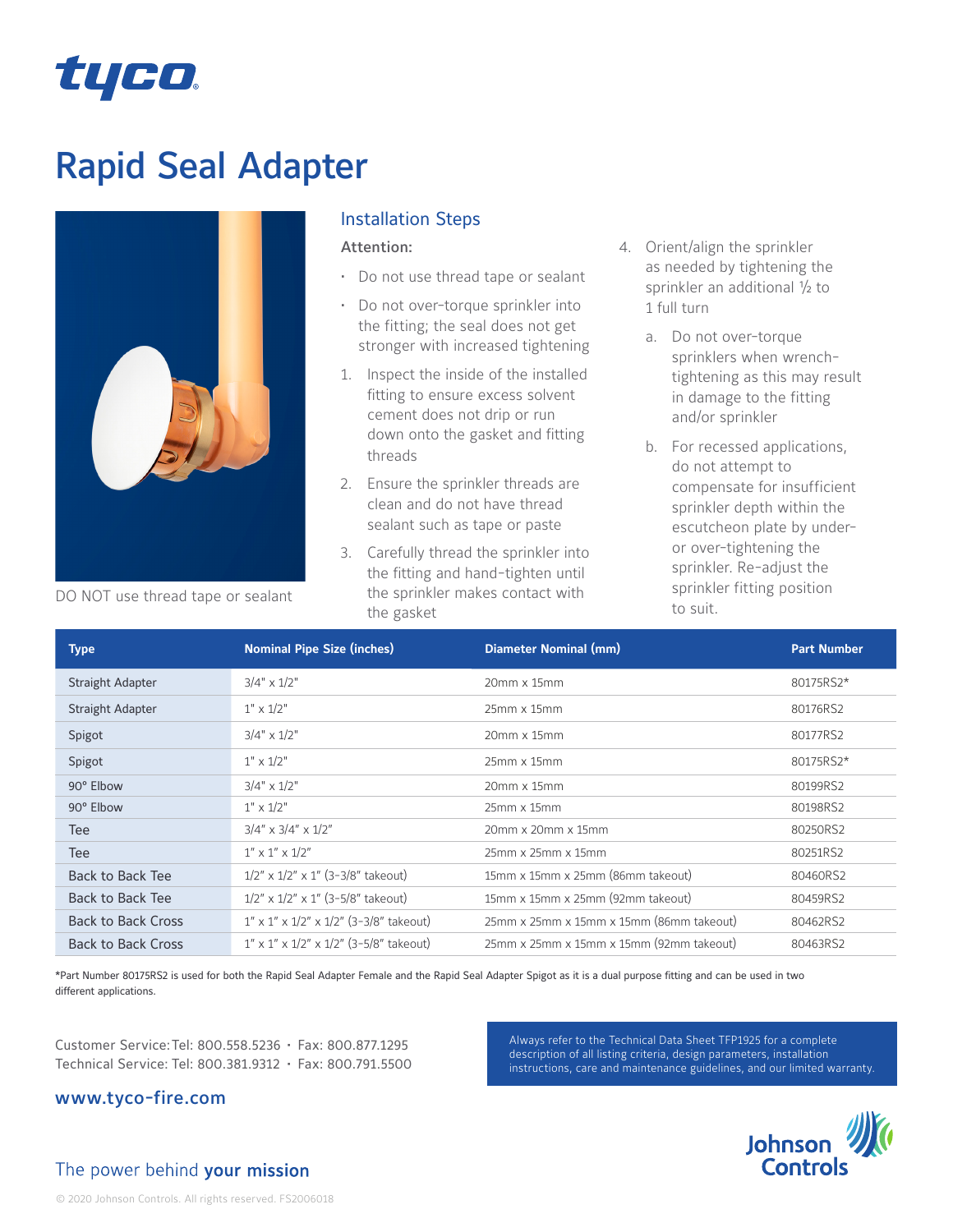# Rapid Seal Adapter

DO NOT use thread tape or sealant

## Installation Steps

**Attention:**

- Do not use thread tape or sealant
- Do not over-torque sprinkler into the fitting; the seal does not get stronger with increased tightening

1. Inspect the inside of the installed fitting to ensure excess solvent cement does not drip or run down onto the gasket and fitting threads
2. Ensure the sprinkler threads are clean and do not have thread sealant such as tape or paste
3. Carefully thread the sprinkler into the fitting and hand-tighten until the sprinkler makes contact with the gasket
4. Orient/align the sprinkler as needed by tightening the sprinkler an additional ½ to 1 full turn
   a. Do not over-torque sprinklers when wrench-tightening as this may result in damage to the fitting and/or sprinkler
   b. For recessed applications, do not attempt to compensate for insufficient sprinkler depth within the escutcheon plate by under- or over-tightening the sprinkler. Re-adjust the sprinkler fitting position to suit.

| Type | Nominal Pipe Size (inches) | Diameter Nominal (mm) | Part Number |
|---|---|---|---|
| Straight Adapter | 3/4" x 1/2" | 20mm x 15mm | 80175RS2* |
| Straight Adapter | 1" x 1/2" | 25mm x 15mm | 80176RS2 |
| Spigot | 3/4" x 1/2" | 20mm x 15mm | 80177RS2 |
| Spigot | 1" x 1/2" | 25mm x 15mm | 80175RS2* |
| 90° Elbow | 3/4" x 1/2" | 20mm x 15mm | 80199RS2 |
| 90° Elbow | 1" x 1/2" | 25mm x 15mm | 80198RS2 |
| Tee | 3/4" x 3/4" x 1/2" | 20mm x 20mm x 15mm | 80250RS2 |
| Tee | 1" x 1" x 1/2" | 25mm x 25mm x 15mm | 80251RS2 |
| Back to Back Tee | 1/2" x 1/2" x 1" (3-3/8" takeout) | 15mm x 15mm x 25mm (86mm takeout) | 80460RS2 |
| Back to Back Tee | 1/2" x 1/2" x 1" (3-5/8" takeout) | 15mm x 15mm x 25mm (92mm takeout) | 80459RS2 |
| Back to Back Cross | 1" x 1" x 1/2" x 1/2" (3-3/8" takeout) | 25mm x 25mm x 15mm x 15mm (86mm takeout) | 80462RS2 |
| Back to Back Cross | 1" x 1" x 1/2" x 1/2" (3-5/8" takeout) | 25mm x 25mm x 15mm x 15mm (92mm takeout) | 80463RS2 |

*Part Number 80175RS2 is used for both the Rapid Seal Adapter Female and the Rapid Seal Adapter Spigot as it is a dual purpose fitting and can be used in two different applications.

Customer Service: Tel: 800.558.5236 • Fax: 800.877.1295
Technical Service: Tel: 800.381.9312 • Fax: 800.791.5500

Always refer to the Technical Data Sheet TFP1925 for a complete description of all listing criteria, design parameters, installation instructions, care and maintenance guidelines, and our limited warranty.

**www.tyco-fire.com**

The power behind **your mission**

© 2020 Johnson Controls. All rights reserved. FS2006018